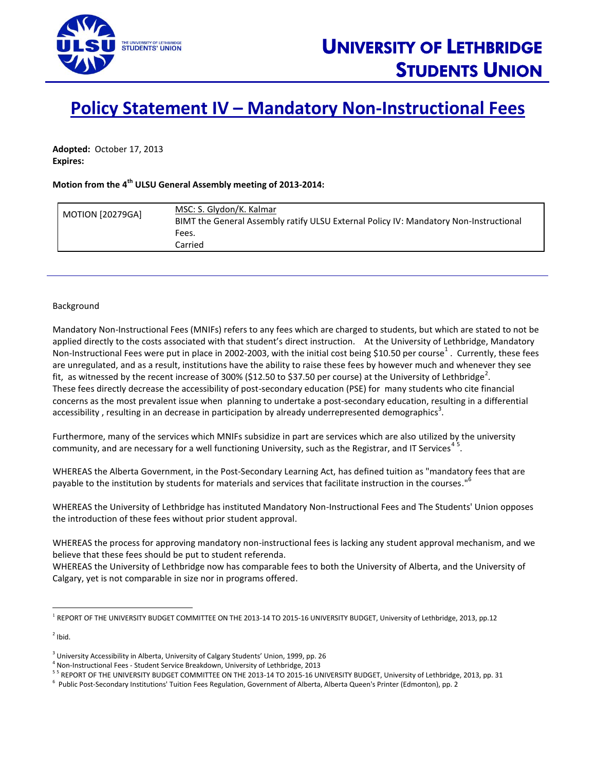# UNIVERSITY OF LETHBRIDGE STUDENTS UNION

## Policy Statement IV – Mandatory Non-Instructional Fees

**Adopted:** October 17, 2013
**Expires:**

**Motion from the 4th ULSU General Assembly meeting of 2013-2014:**

| MOTION [20279GA] | MSC: S. Glydon/K. Kalmar<br>BIMT the General Assembly ratify ULSU External Policy IV: Mandatory Non-Instructional Fees.<br>Carried |
|---|---|

---

Background

Mandatory Non-Instructional Fees (MNIFs) refers to any fees which are charged to students, but which are stated to not be applied directly to the costs associated with that student's direct instruction. At the University of Lethbridge, Mandatory Non-Instructional Fees were put in place in 2002-2003, with the initial cost being $10.50 per course[1]. Currently, these fees are unregulated, and as a result, institutions have the ability to raise these fees by however much and whenever they see fit, as witnessed by the recent increase of 300% ($12.50 to $37.50 per course) at the University of Lethbridge[2]. These fees directly decrease the accessibility of post-secondary education (PSE) for many students who cite financial concerns as the most prevalent issue when planning to undertake a post-secondary education, resulting in a differential accessibility , resulting in an decrease in participation by already underrepresented demographics[3].

Furthermore, many of the services which MNIFs subsidize in part are services which are also utilized by the university community, and are necessary for a well functioning University, such as the Registrar, and IT Services[4 5].

WHEREAS the Alberta Government, in the Post-Secondary Learning Act, has defined tuition as "mandatory fees that are payable to the institution by students for materials and services that facilitate instruction in the courses."[6]

WHEREAS the University of Lethbridge has instituted Mandatory Non-Instructional Fees and The Students' Union opposes the introduction of these fees without prior student approval.

WHEREAS the process for approving mandatory non-instructional fees is lacking any student approval mechanism, and we believe that these fees should be put to student referenda.
WHEREAS the University of Lethbridge now has comparable fees to both the University of Alberta, and the University of Calgary, yet is not comparable in size nor in programs offered.

---

[1] REPORT OF THE UNIVERSITY BUDGET COMMITTEE ON THE 2013-14 TO 2015-16 UNIVERSITY BUDGET, University of Lethbridge, 2013, pp.12

[2] Ibid.

[3] University Accessibility in Alberta, University of Calgary Students' Union, 1999, pp. 26

[4] Non-Instructional Fees - Student Service Breakdown, University of Lethbridge, 2013

[5] [5] REPORT OF THE UNIVERSITY BUDGET COMMITTEE ON THE 2013-14 TO 2015-16 UNIVERSITY BUDGET, University of Lethbridge, 2013, pp. 31

[6] Public Post-Secondary Institutions' Tuition Fees Regulation, Government of Alberta, Alberta Queen's Printer (Edmonton), pp. 2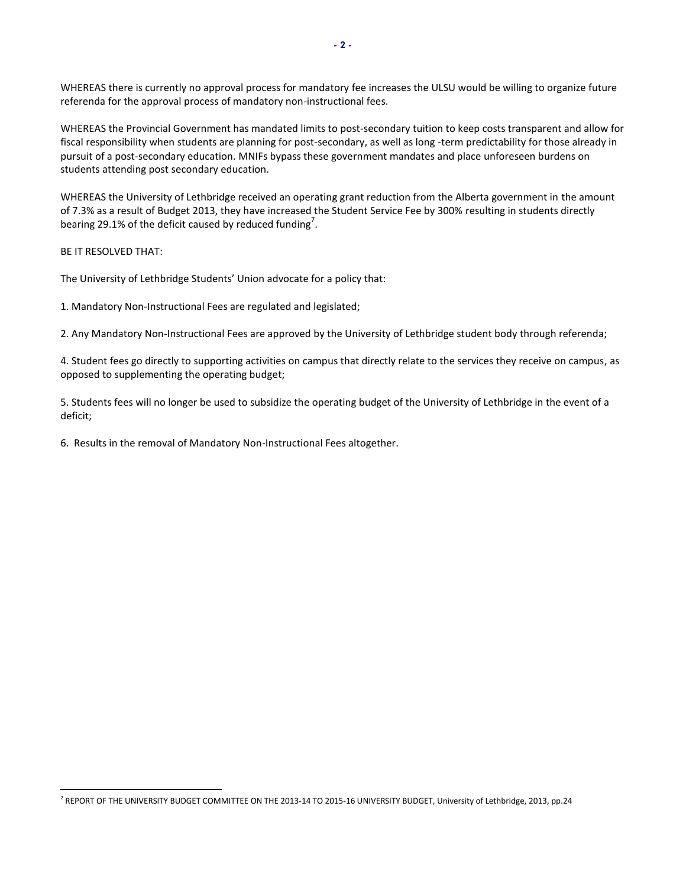WHEREAS there is currently no approval process for mandatory fee increases the ULSU would be willing to organize future referenda for the approval process of mandatory non-instructional fees.

WHEREAS the Provincial Government has mandated limits to post-secondary tuition to keep costs transparent and allow for fiscal responsibility when students are planning for post-secondary, as well as long -term predictability for those already in pursuit of a post-secondary education. MNIFs bypass these government mandates and place unforeseen burdens on students attending post secondary education.

WHEREAS the University of Lethbridge received an operating grant reduction from the Alberta government in the amount of 7.3% as a result of Budget 2013, they have increased the Student Service Fee by 300% resulting in students directly bearing 29.1% of the deficit caused by reduced funding[7].

BE IT RESOLVED THAT:

The University of Lethbridge Students' Union advocate for a policy that:

1. Mandatory Non-Instructional Fees are regulated and legislated;

2. Any Mandatory Non-Instructional Fees are approved by the University of Lethbridge student body through referenda;

4. Student fees go directly to supporting activities on campus that directly relate to the services they receive on campus, as opposed to supplementing the operating budget;

5. Students fees will no longer be used to subsidize the operating budget of the University of Lethbridge in the event of a deficit;

6. Results in the removal of Mandatory Non-Instructional Fees altogether.

[7] REPORT OF THE UNIVERSITY BUDGET COMMITTEE ON THE 2013-14 TO 2015-16 UNIVERSITY BUDGET, University of Lethbridge, 2013, pp.24